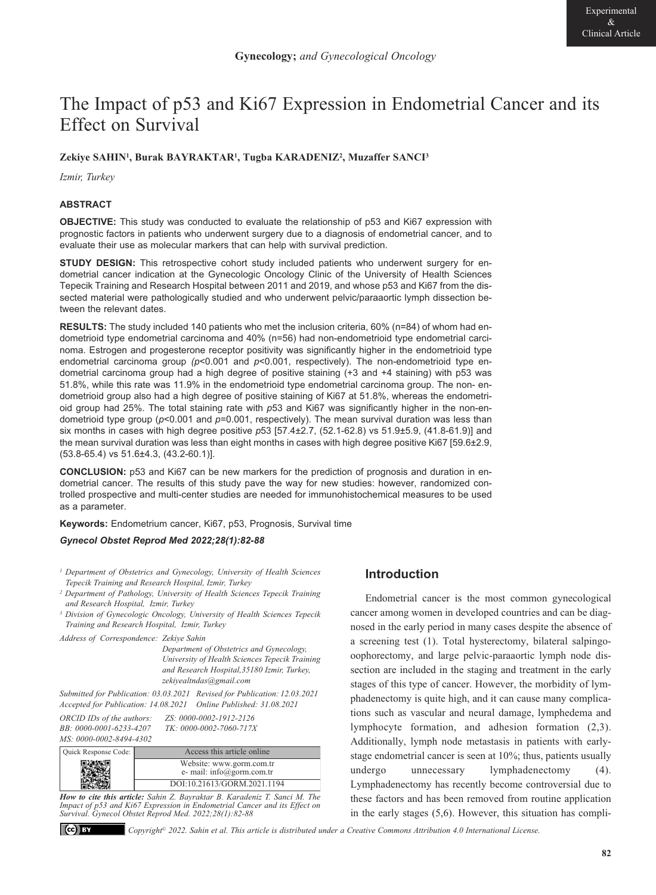Experimental & Clinical Article

**Gynecology;** *and Gynecological Oncology*

# The Impact of p53 and Ki67 Expression in Endometrial Cancer and its Effect on Survival

**Zekiye SAHIN[1], Burak BAYRAKTAR[1], Tugba KARADENIZ[2], Muzaffer SANCI[3]**

*Izmir, Turkey*

## ABSTRACT

**OBJECTIVE:** This study was conducted to evaluate the relationship of p53 and Ki67 expression with prognostic factors in patients who underwent surgery due to a diagnosis of endometrial cancer, and to evaluate their use as molecular markers that can help with survival prediction.

**STUDY DESIGN:** This retrospective cohort study included patients who underwent surgery for endometrial cancer indication at the Gynecologic Oncology Clinic of the University of Health Sciences Tepecik Training and Research Hospital between 2011 and 2019, and whose p53 and Ki67 from the dissected material were pathologically studied and who underwent pelvic/paraaortic lymph dissection between the relevant dates.

**RESULTS:** The study included 140 patients who met the inclusion criteria, 60% (n=84) of whom had endometrioid type endometrial carcinoma and 40% (n=56) had non-endometrioid type endometrial carcinoma. Estrogen and progesterone receptor positivity was significantly higher in the endometrioid type endometrial carcinoma group (*p*<0.001 and *p*<0.001, respectively). The non-endometrioid type endometrial carcinoma group had a high degree of positive staining (+3 and +4 staining) with p53 was 51.8%, while this rate was 11.9% in the endometrioid type endometrial carcinoma group. The non- endometrioid group also had a high degree of positive staining of Ki67 at 51.8%, whereas the endometrioid group had 25%. The total staining rate with *p*53 and Ki67 was significantly higher in the non-endometrioid type group (*p*<0.001 and *p*=0.001, respectively). The mean survival duration was less than six months in cases with high degree positive *p*53 [57.4±2.7, (52.1-62.8) vs 51.9±5.9, (41.8-61.9)] and the mean survival duration was less than eight months in cases with high degree positive Ki67 [59.6±2.9, (53.8-65.4) vs 51.6±4.3, (43.2-60.1)].

**CONCLUSION:** p53 and Ki67 can be new markers for the prediction of prognosis and duration in endometrial cancer. The results of this study pave the way for new studies: however, randomized controlled prospective and multi-center studies are needed for immunohistochemical measures to be used as a parameter.

**Keywords:** Endometrium cancer, Ki67, p53, Prognosis, Survival time

***Gynecol Obstet Reprod Med 2022;28(1):82-88***

*[1] Department of Obstetrics and Gynecology, University of Health Sciences Tepecik Training and Research Hospital, Izmir, Turkey*
*[2] Department of Pathology, University of Health Sciences Tepecik Training and Research Hospital, Izmir, Turkey*
*[3] Division of Gynecologic Oncology, University of Health Sciences Tepecik Training and Research Hospital, Izmir, Turkey*

*Address of Correspondence: Zekiye Sahin*
*Department of Obstetrics and Gynecology, University of Health Sciences Tepecik Training and Research Hospital,35180 Izmir, Turkey, zekiyealtndas@gmail.com*

*Submitted for Publication: 03.03.2021 Revised for Publication: 12.03.2021*
*Accepted for Publication: 14.08.2021 Online Published: 31.08.2021*

*ORCID IDs of the authors: ZS: 0000-0002-1912-2126*
*BB: 0000-0001-6233-4207 TK: 0000-0002-7060-717X*
*MS: 0000-0002-8494-4302*

| Quick Response Code: | Access this article online |
|---|---|
| | Website: www.gorm.com.tr e- mail: info@gorm.com.tr |
| | DOI:10.21613/GORM.2021.1194 |

***How to cite this article:*** *Sahin Z. Bayraktar B. Karadeniz T. Sanci M. The Impact of p53 and Ki67 Expression in Endometrial Cancer and its Effect on Survival. Gynecol Obstet Reprod Med. 2022;28(1):82-88*

*Copyright© 2022. Sahin et al. This article is distributed under a Creative Commons Attribution 4.0 International License.*

## Introduction

Endometrial cancer is the most common gynecological cancer among women in developed countries and can be diagnosed in the early period in many cases despite the absence of a screening test (1). Total hysterectomy, bilateral salpingo-oophorectomy, and large pelvic-paraaortic lymph node dissection are included in the staging and treatment in the early stages of this type of cancer. However, the morbidity of lymphadenectomy is quite high, and it can cause many complications such as vascular and neural damage, lymphedema and lymphocyte formation, and adhesion formation (2,3). Additionally, lymph node metastasis in patients with early-stage endometrial cancer is seen at 10%; thus, patients usually undergo unnecessary lymphadenectomy (4). Lymphadenectomy has recently become controversial due to these factors and has been removed from routine application in the early stages (5,6). However, this situation has compli-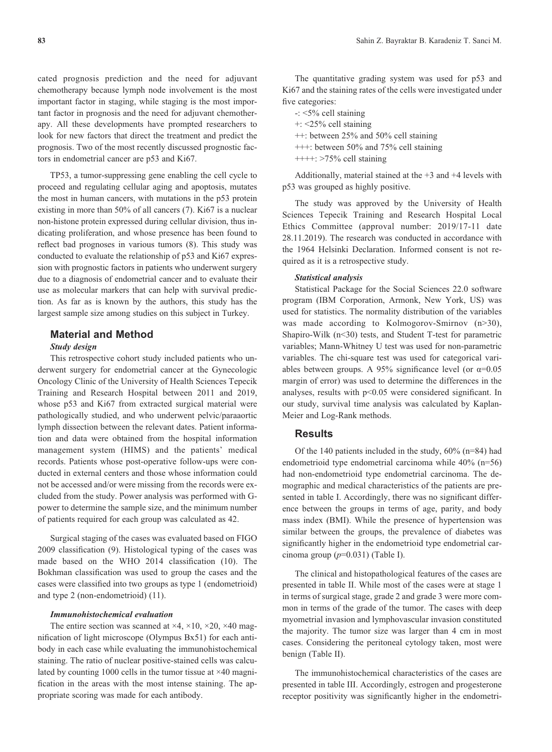cated prognosis prediction and the need for adjuvant chemotherapy because lymph node involvement is the most important factor in staging, while staging is the most important factor in prognosis and the need for adjuvant chemotherapy. All these developments have prompted researchers to look for new factors that direct the treatment and predict the prognosis. Two of the most recently discussed prognostic factors in endometrial cancer are p53 and Ki67.

TP53, a tumor-suppressing gene enabling the cell cycle to proceed and regulating cellular aging and apoptosis, mutates the most in human cancers, with mutations in the p53 protein existing in more than 50% of all cancers (7). Ki67 is a nuclear non-histone protein expressed during cellular division, thus indicating proliferation, and whose presence has been found to reflect bad prognoses in various tumors (8). This study was conducted to evaluate the relationship of p53 and Ki67 expression with prognostic factors in patients who underwent surgery due to a diagnosis of endometrial cancer and to evaluate their use as molecular markers that can help with survival prediction. As far as is known by the authors, this study has the largest sample size among studies on this subject in Turkey.

## Material and Method

### *Study design*

This retrospective cohort study included patients who underwent surgery for endometrial cancer at the Gynecologic Oncology Clinic of the University of Health Sciences Tepecik Training and Research Hospital between 2011 and 2019, whose p53 and Ki67 from extracted surgical material were pathologically studied, and who underwent pelvic/paraaortic lymph dissection between the relevant dates. Patient information and data were obtained from the hospital information management system (HIMS) and the patients' medical records. Patients whose post-operative follow-ups were conducted in external centers and those whose information could not be accessed and/or were missing from the records were excluded from the study. Power analysis was performed with G-power to determine the sample size, and the minimum number of patients required for each group was calculated as 42.

Surgical staging of the cases was evaluated based on FIGO 2009 classification (9). Histological typing of the cases was made based on the WHO 2014 classification (10). The Bokhman classification was used to group the cases and the cases were classified into two groups as type 1 (endometrioid) and type 2 (non-endometrioid) (11).

### *Immunohistochemical evaluation*

The entire section was scanned at ×4, ×10, ×20, ×40 magnification of light microscope (Olympus Bx51) for each antibody in each case while evaluating the immunohistochemical staining. The ratio of nuclear positive-stained cells was calculated by counting 1000 cells in the tumor tissue at ×40 magnification in the areas with the most intense staining. The appropriate scoring was made for each antibody.

The quantitative grading system was used for p53 and Ki67 and the staining rates of the cells were investigated under five categories:

- -: <5% cell staining
- +: <25% cell staining
- ++: between 25% and 50% cell staining
- +++: between 50% and 75% cell staining
- ++++: >75% cell staining

Additionally, material stained at the +3 and +4 levels with p53 was grouped as highly positive.

The study was approved by the University of Health Sciences Tepecik Training and Research Hospital Local Ethics Committee (approval number: 2019/17-11 date 28.11.2019). The research was conducted in accordance with the 1964 Helsinki Declaration. Informed consent is not required as it is a retrospective study.

### *Statistical analysis*

Statistical Package for the Social Sciences 22.0 software program (IBM Corporation, Armonk, New York, US) was used for statistics. The normality distribution of the variables was made according to Kolmogorov-Smirnov (n>30), Shapiro-Wilk (n<30) tests, and Student T-test for parametric variables; Mann-Whitney U test was used for non-parametric variables. The chi-square test was used for categorical variables between groups. A 95% significance level (or $\alpha=0.05$ margin of error) was used to determine the differences in the analyses, results with $p<0.05$ were considered significant. In our study, survival time analysis was calculated by Kaplan-Meier and Log-Rank methods.

## Results

Of the 140 patients included in the study, 60% (n=84) had endometrioid type endometrial carcinoma while 40% (n=56) had non-endometrioid type endometrial carcinoma. The demographic and medical characteristics of the patients are presented in table I. Accordingly, there was no significant difference between the groups in terms of age, parity, and body mass index (BMI). While the presence of hypertension was similar between the groups, the prevalence of diabetes was significantly higher in the endometrioid type endometrial carcinoma group ($p$=0.031) (Table I).

The clinical and histopathological features of the cases are presented in table II. While most of the cases were at stage 1 in terms of surgical stage, grade 2 and grade 3 were more common in terms of the grade of the tumor. The cases with deep myometrial invasion and lymphovascular invasion constituted the majority. The tumor size was larger than 4 cm in most cases. Considering the peritoneal cytology taken, most were benign (Table II).

The immunohistochemical characteristics of the cases are presented in table III. Accordingly, estrogen and progesterone receptor positivity was significantly higher in the endometri-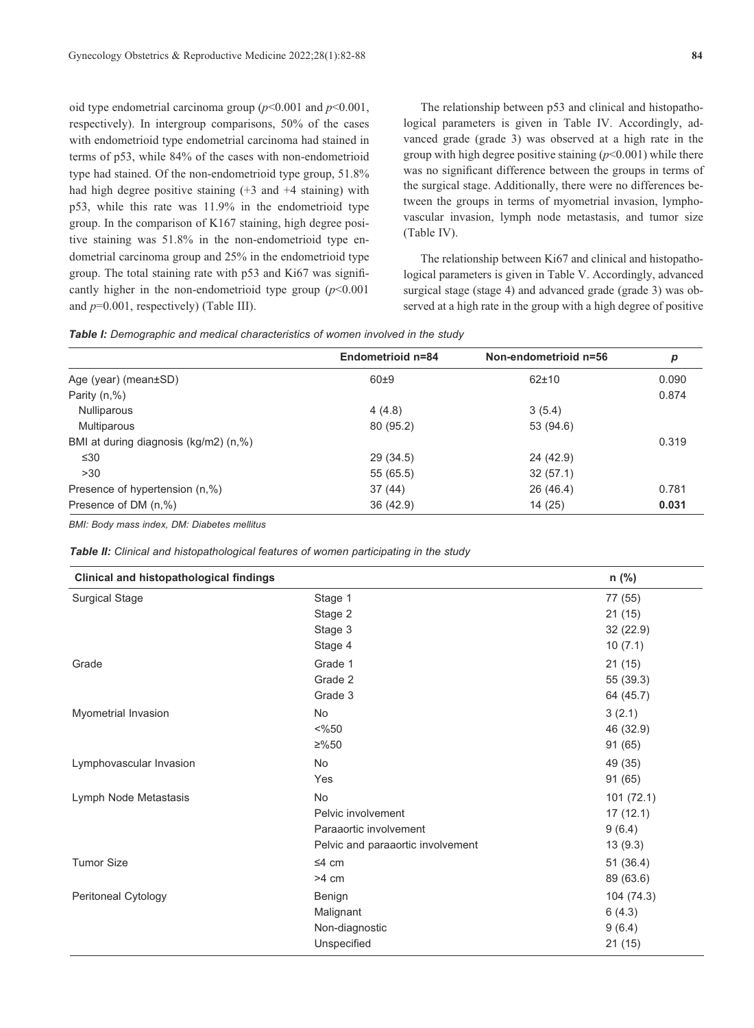oid type endometrial carcinoma group ($p<0.001$ and $p<0.001$, respectively). In intergroup comparisons, 50% of the cases with endometrioid type endometrial carcinoma had stained in terms of p53, while 84% of the cases with non-endometrioid type had stained. Of the non-endometrioid type group, 51.8% had high degree positive staining (+3 and +4 staining) with p53, while this rate was 11.9% in the endometrioid type group. In the comparison of K167 staining, high degree positive staining was 51.8% in the non-endometrioid type endometrial carcinoma group and 25% in the endometrioid type group. The total staining rate with p53 and Ki67 was significantly higher in the non-endometrioid type group ($p<0.001$ and $p=0.001$, respectively) (Table III).

The relationship between p53 and clinical and histopathological parameters is given in Table IV. Accordingly, advanced grade (grade 3) was observed at a high rate in the group with high degree positive staining ($p<0.001$) while there was no significant difference between the groups in terms of the surgical stage. Additionally, there were no differences between the groups in terms of myometrial invasion, lymphovascular invasion, lymph node metastasis, and tumor size (Table IV).

The relationship between Ki67 and clinical and histopathological parameters is given in Table V. Accordingly, advanced surgical stage (stage 4) and advanced grade (grade 3) was observed at a high rate in the group with a high degree of positive

***Table I:** Demographic and medical characteristics of women involved in the study*

| | Endometrioid n=84 | Non-endometrioid n=56 | p |
|---|---|---|---|
| Age (year) (mean±SD) | 60±9 | 62±10 | 0.090 |
| Parity (n,%) | | | 0.874 |
| Nulliparous | 4 (4.8) | 3 (5.4) | |
| Multiparous | 80 (95.2) | 53 (94.6) | |
| BMI at during diagnosis (kg/m2) (n,%) | | | 0.319 |
| ≤30 | 29 (34.5) | 24 (42.9) | |
| >30 | 55 (65.5) | 32 (57.1) | |
| Presence of hypertension (n,%) | 37 (44) | 26 (46.4) | 0.781 |
| Presence of DM (n,%) | 36 (42.9) | 14 (25) | **0.031** |

*BMI: Body mass index, DM: Diabetes mellitus*

***Table II:** Clinical and histopathological features of women participating in the study*

| Clinical and histopathological findings | | n (%) |
|---|---|---|
| Surgical Stage | Stage 1 | 77 (55) |
| | Stage 2 | 21 (15) |
| | Stage 3 | 32 (22.9) |
| | Stage 4 | 10 (7.1) |
| Grade | Grade 1 | 21 (15) |
| | Grade 2 | 55 (39.3) |
| | Grade 3 | 64 (45.7) |
| Myometrial Invasion | No | 3 (2.1) |
| | <%50 | 46 (32.9) |
| | ≥%50 | 91 (65) |
| Lymphovascular Invasion | No | 49 (35) |
| | Yes | 91 (65) |
| Lymph Node Metastasis | No | 101 (72.1) |
| | Pelvic involvement | 17 (12.1) |
| | Paraaortic involvement | 9 (6.4) |
| | Pelvic and paraaortic involvement | 13 (9.3) |
| Tumor Size | ≤4 cm | 51 (36.4) |
| | >4 cm | 89 (63.6) |
| Peritoneal Cytology | Benign | 104 (74.3) |
| | Malignant | 6 (4.3) |
| | Non-diagnostic | 9 (6.4) |
| | Unspecified | 21 (15) |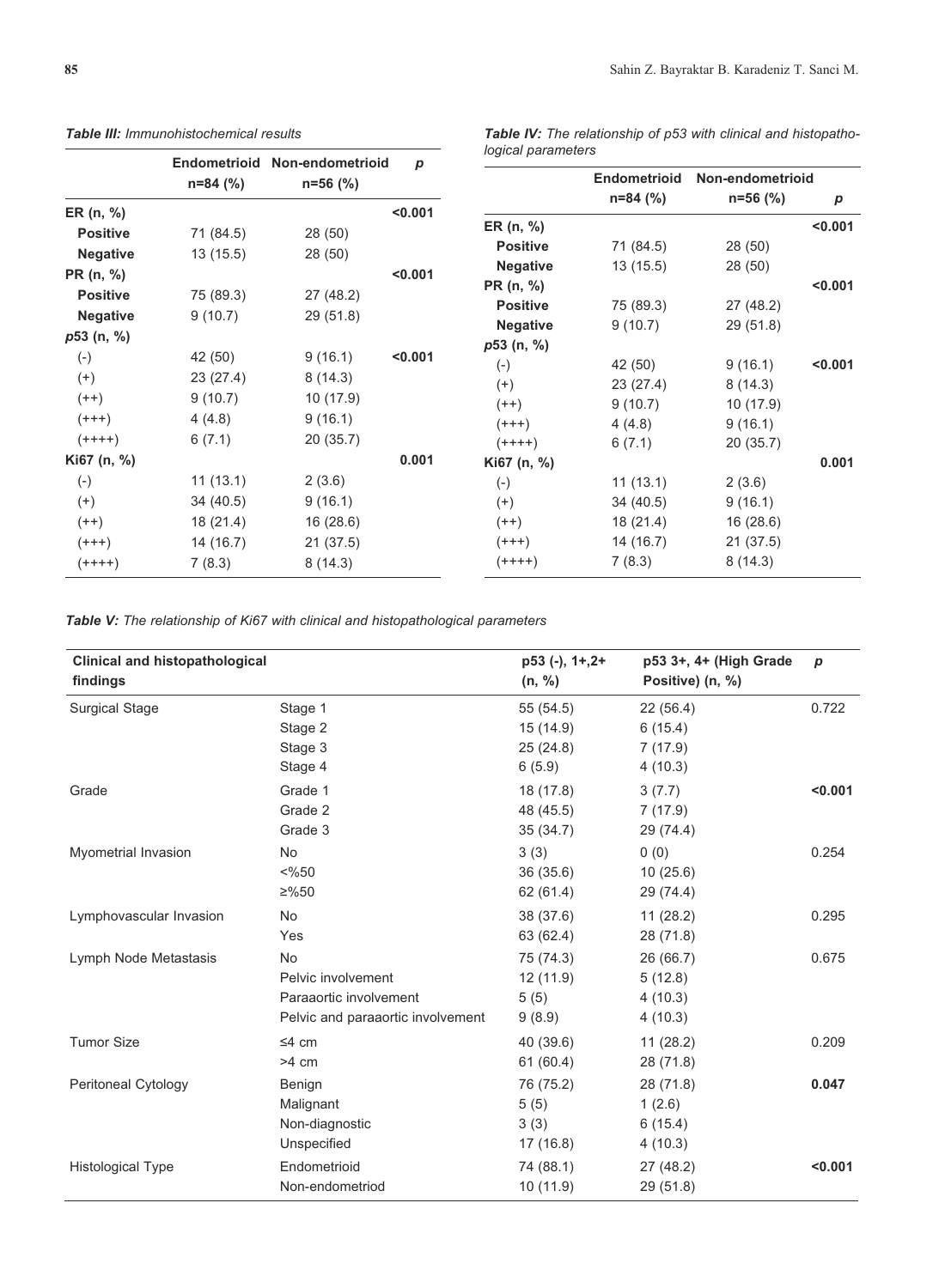*Table III: Immunohistochemical results*

| | Endometrioid n=84 (%) | Non-endometrioid n=56 (%) | p |
|---|---|---|---|
| **ER (n, %)** | | | **<0.001** |
| **Positive** | 71 (84.5) | 28 (50) | |
| **Negative** | 13 (15.5) | 28 (50) | |
| **PR (n, %)** | | | **<0.001** |
| **Positive** | 75 (89.3) | 27 (48.2) | |
| **Negative** | 9 (10.7) | 29 (51.8) | |
| ***p*53 (n, %)** | | | |
| (-) | 42 (50) | 9 (16.1) | **<0.001** |
| (+) | 23 (27.4) | 8 (14.3) | |
| (++) | 9 (10.7) | 10 (17.9) | |
| (+++) | 4 (4.8) | 9 (16.1) | |
| (++++) | 6 (7.1) | 20 (35.7) | |
| **Ki67 (n, %)** | | | **0.001** |
| (-) | 11 (13.1) | 2 (3.6) | |
| (+) | 34 (40.5) | 9 (16.1) | |
| (++) | 18 (21.4) | 16 (28.6) | |
| (+++) | 14 (16.7) | 21 (37.5) | |
| (++++) | 7 (8.3) | 8 (14.3) | |

*Table IV: The relationship of p53 with clinical and histopathological parameters*

| | Endometrioid n=84 (%) | Non-endometrioid n=56 (%) | p |
|---|---|---|---|
| **ER (n, %)** | | | **<0.001** |
| **Positive** | 71 (84.5) | 28 (50) | |
| **Negative** | 13 (15.5) | 28 (50) | |
| **PR (n, %)** | | | **<0.001** |
| **Positive** | 75 (89.3) | 27 (48.2) | |
| **Negative** | 9 (10.7) | 29 (51.8) | |
| ***p*53 (n, %)** | | | |
| (-) | 42 (50) | 9 (16.1) | **<0.001** |
| (+) | 23 (27.4) | 8 (14.3) | |
| (++) | 9 (10.7) | 10 (17.9) | |
| (+++) | 4 (4.8) | 9 (16.1) | |
| (++++) | 6 (7.1) | 20 (35.7) | |
| **Ki67 (n, %)** | | | **0.001** |
| (-) | 11 (13.1) | 2 (3.6) | |
| (+) | 34 (40.5) | 9 (16.1) | |
| (++) | 18 (21.4) | 16 (28.6) | |
| (+++) | 14 (16.7) | 21 (37.5) | |
| (++++) | 7 (8.3) | 8 (14.3) | |

*Table V: The relationship of Ki67 with clinical and histopathological parameters*

| Clinical and histopathological findings | | p53 (-), 1+,2+ (n, %) | p53 3+, 4+ (High Grade Positive) (n, %) | p |
|---|---|---|---|---|
| Surgical Stage | Stage 1 | 55 (54.5) | 22 (56.4) | 0.722 |
| | Stage 2 | 15 (14.9) | 6 (15.4) | |
| | Stage 3 | 25 (24.8) | 7 (17.9) | |
| | Stage 4 | 6 (5.9) | 4 (10.3) | |
| Grade | Grade 1 | 18 (17.8) | 3 (7.7) | **<0.001** |
| | Grade 2 | 48 (45.5) | 7 (17.9) | |
| | Grade 3 | 35 (34.7) | 29 (74.4) | |
| Myometrial Invasion | No | 3 (3) | 0 (0) | 0.254 |
| | <%50 | 36 (35.6) | 10 (25.6) | |
| | ≥%50 | 62 (61.4) | 29 (74.4) | |
| Lymphovascular Invasion | No | 38 (37.6) | 11 (28.2) | 0.295 |
| | Yes | 63 (62.4) | 28 (71.8) | |
| Lymph Node Metastasis | No | 75 (74.3) | 26 (66.7) | 0.675 |
| | Pelvic involvement | 12 (11.9) | 5 (12.8) | |
| | Paraaortic involvement | 5 (5) | 4 (10.3) | |
| | Pelvic and paraaortic involvement | 9 (8.9) | 4 (10.3) | |
| Tumor Size | ≤4 cm | 40 (39.6) | 11 (28.2) | 0.209 |
| | >4 cm | 61 (60.4) | 28 (71.8) | |
| Peritoneal Cytology | Benign | 76 (75.2) | 28 (71.8) | **0.047** |
| | Malignant | 5 (5) | 1 (2.6) | |
| | Non-diagnostic | 3 (3) | 6 (15.4) | |
| | Unspecified | 17 (16.8) | 4 (10.3) | |
| Histological Type | Endometrioid | 74 (88.1) | 27 (48.2) | **<0.001** |
| | Non-endometriod | 10 (11.9) | 29 (51.8) | |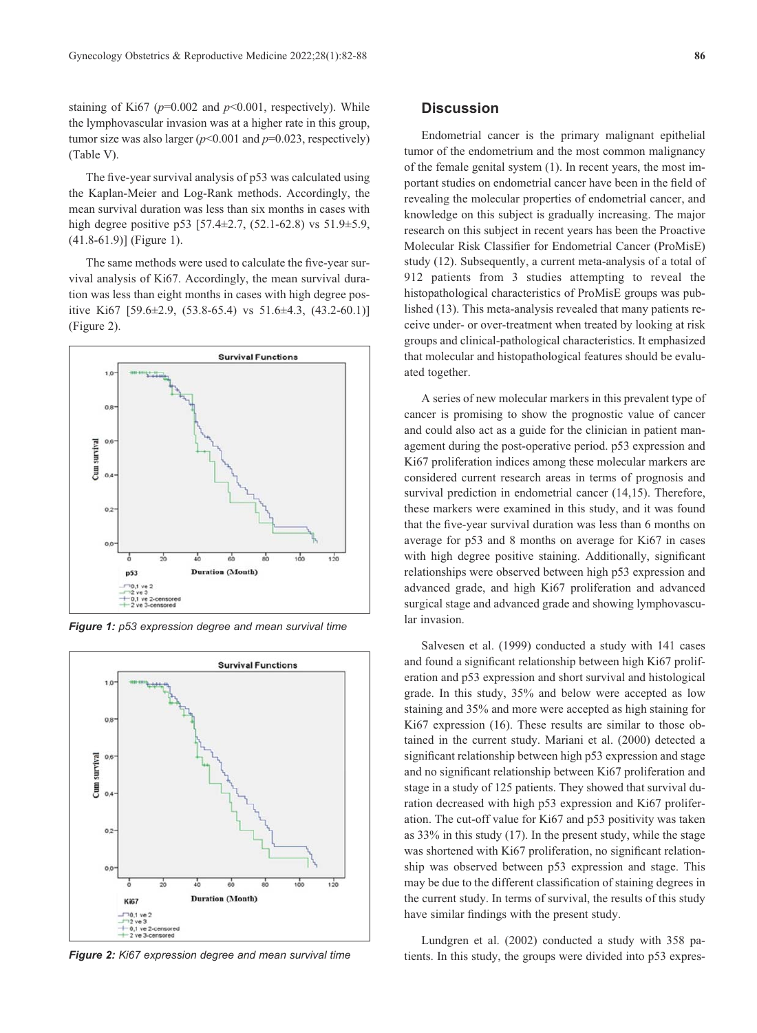staining of Ki67 ($p$=0.002 and $p$<0.001, respectively). While the lymphovascular invasion was at a higher rate in this group, tumor size was also larger ($p$<0.001 and $p$=0.023, respectively) (Table V).

The five-year survival analysis of p53 was calculated using the Kaplan-Meier and Log-Rank methods. Accordingly, the mean survival duration was less than six months in cases with high degree positive p53 [57.4±2.7, (52.1-62.8) vs 51.9±5.9, (41.8-61.9)] (Figure 1).

The same methods were used to calculate the five-year survival analysis of Ki67. Accordingly, the mean survival duration was less than eight months in cases with high degree positive Ki67 [59.6±2.9, (53.8-65.4) vs 51.6±4.3, (43.2-60.1)] (Figure 2).

***Figure 1:*** *p53 expression degree and mean survival time*

***Figure 2:*** *Ki67 expression degree and mean survival time*

## Discussion

Endometrial cancer is the primary malignant epithelial tumor of the endometrium and the most common malignancy of the female genital system (1). In recent years, the most important studies on endometrial cancer have been in the field of revealing the molecular properties of endometrial cancer, and knowledge on this subject is gradually increasing. The major research on this subject in recent years has been the Proactive Molecular Risk Classifier for Endometrial Cancer (ProMisE) study (12). Subsequently, a current meta-analysis of a total of 912 patients from 3 studies attempting to reveal the histopathological characteristics of ProMisE groups was published (13). This meta-analysis revealed that many patients receive under- or over-treatment when treated by looking at risk groups and clinical-pathological characteristics. It emphasized that molecular and histopathological features should be evaluated together.

A series of new molecular markers in this prevalent type of cancer is promising to show the prognostic value of cancer and could also act as a guide for the clinician in patient management during the post-operative period. p53 expression and Ki67 proliferation indices among these molecular markers are considered current research areas in terms of prognosis and survival prediction in endometrial cancer (14,15). Therefore, these markers were examined in this study, and it was found that the five-year survival duration was less than 6 months on average for p53 and 8 months on average for Ki67 in cases with high degree positive staining. Additionally, significant relationships were observed between high p53 expression and advanced grade, and high Ki67 proliferation and advanced surgical stage and advanced grade and showing lymphovascular invasion.

Salvesen et al. (1999) conducted a study with 141 cases and found a significant relationship between high Ki67 proliferation and p53 expression and short survival and histological grade. In this study, 35% and below were accepted as low staining and 35% and more were accepted as high staining for Ki67 expression (16). These results are similar to those obtained in the current study. Mariani et al. (2000) detected a significant relationship between high p53 expression and stage and no significant relationship between Ki67 proliferation and stage in a study of 125 patients. They showed that survival duration decreased with high p53 expression and Ki67 proliferation. The cut-off value for Ki67 and p53 positivity was taken as 33% in this study (17). In the present study, while the stage was shortened with Ki67 proliferation, no significant relationship was observed between p53 expression and stage. This may be due to the different classification of staining degrees in the current study. In terms of survival, the results of this study have similar findings with the present study.

Lundgren et al. (2002) conducted a study with 358 patients. In this study, the groups were divided into p53 expres-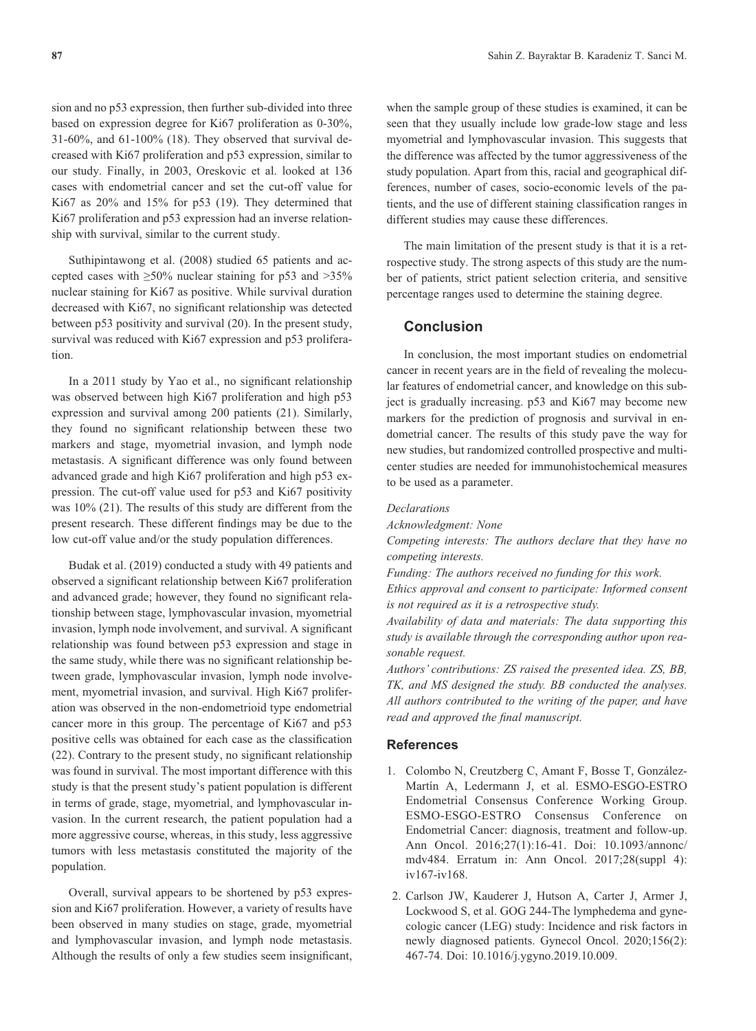sion and no p53 expression, then further sub-divided into three based on expression degree for Ki67 proliferation as 0-30%, 31-60%, and 61-100% (18). They observed that survival decreased with Ki67 proliferation and p53 expression, similar to our study. Finally, in 2003, Oreskovic et al. looked at 136 cases with endometrial cancer and set the cut-off value for Ki67 as 20% and 15% for p53 (19). They determined that Ki67 proliferation and p53 expression had an inverse relationship with survival, similar to the current study.

Suthipintawong et al. (2008) studied 65 patients and accepted cases with ≥50% nuclear staining for p53 and >35% nuclear staining for Ki67 as positive. While survival duration decreased with Ki67, no significant relationship was detected between p53 positivity and survival (20). In the present study, survival was reduced with Ki67 expression and p53 proliferation.

In a 2011 study by Yao et al., no significant relationship was observed between high Ki67 proliferation and high p53 expression and survival among 200 patients (21). Similarly, they found no significant relationship between these two markers and stage, myometrial invasion, and lymph node metastasis. A significant difference was only found between advanced grade and high Ki67 proliferation and high p53 expression. The cut-off value used for p53 and Ki67 positivity was 10% (21). The results of this study are different from the present research. These different findings may be due to the low cut-off value and/or the study population differences.

Budak et al. (2019) conducted a study with 49 patients and observed a significant relationship between Ki67 proliferation and advanced grade; however, they found no significant relationship between stage, lymphovascular invasion, myometrial invasion, lymph node involvement, and survival. A significant relationship was found between p53 expression and stage in the same study, while there was no significant relationship between grade, lymphovascular invasion, lymph node involvement, myometrial invasion, and survival. High Ki67 proliferation was observed in the non-endometrioid type endometrial cancer more in this group. The percentage of Ki67 and p53 positive cells was obtained for each case as the classification (22). Contrary to the present study, no significant relationship was found in survival. The most important difference with this study is that the present study's patient population is different in terms of grade, stage, myometrial, and lymphovascular invasion. In the current research, the patient population had a more aggressive course, whereas, in this study, less aggressive tumors with less metastasis constituted the majority of the population.

Overall, survival appears to be shortened by p53 expression and Ki67 proliferation. However, a variety of results have been observed in many studies on stage, grade, myometrial and lymphovascular invasion, and lymph node metastasis. Although the results of only a few studies seem insignificant, when the sample group of these studies is examined, it can be seen that they usually include low grade-low stage and less myometrial and lymphovascular invasion. This suggests that the difference was affected by the tumor aggressiveness of the study population. Apart from this, racial and geographical differences, number of cases, socio-economic levels of the patients, and the use of different staining classification ranges in different studies may cause these differences.

The main limitation of the present study is that it is a retrospective study. The strong aspects of this study are the number of patients, strict patient selection criteria, and sensitive percentage ranges used to determine the staining degree.

## Conclusion

In conclusion, the most important studies on endometrial cancer in recent years are in the field of revealing the molecular features of endometrial cancer, and knowledge on this subject is gradually increasing. p53 and Ki67 may become new markers for the prediction of prognosis and survival in endometrial cancer. The results of this study pave the way for new studies, but randomized controlled prospective and multicenter studies are needed for immunohistochemical measures to be used as a parameter.

*Declarations*

*Acknowledgment: None*

*Competing interests: The authors declare that they have no competing interests.*

*Funding: The authors received no funding for this work.*

*Ethics approval and consent to participate: Informed consent is not required as it is a retrospective study.*

*Availability of data and materials: The data supporting this study is available through the corresponding author upon reasonable request.*

*Authors' contributions: ZS raised the presented idea. ZS, BB, TK, and MS designed the study. BB conducted the analyses. All authors contributed to the writing of the paper, and have read and approved the final manuscript.*

## References

1. Colombo N, Creutzberg C, Amant F, Bosse T, González-Martín A, Ledermann J, et al. ESMO-ESGO-ESTRO Endometrial Consensus Conference Working Group. ESMO-ESGO-ESTRO Consensus Conference on Endometrial Cancer: diagnosis, treatment and follow-up. Ann Oncol. 2016;27(1):16-41. Doi: 10.1093/annonc/mdv484. Erratum in: Ann Oncol. 2017;28(suppl 4): iv167-iv168.
2. Carlson JW, Kauderer J, Hutson A, Carter J, Armer J, Lockwood S, et al. GOG 244-The lymphedema and gynecologic cancer (LEG) study: Incidence and risk factors in newly diagnosed patients. Gynecol Oncol. 2020;156(2): 467-74. Doi: 10.1016/j.ygyno.2019.10.009.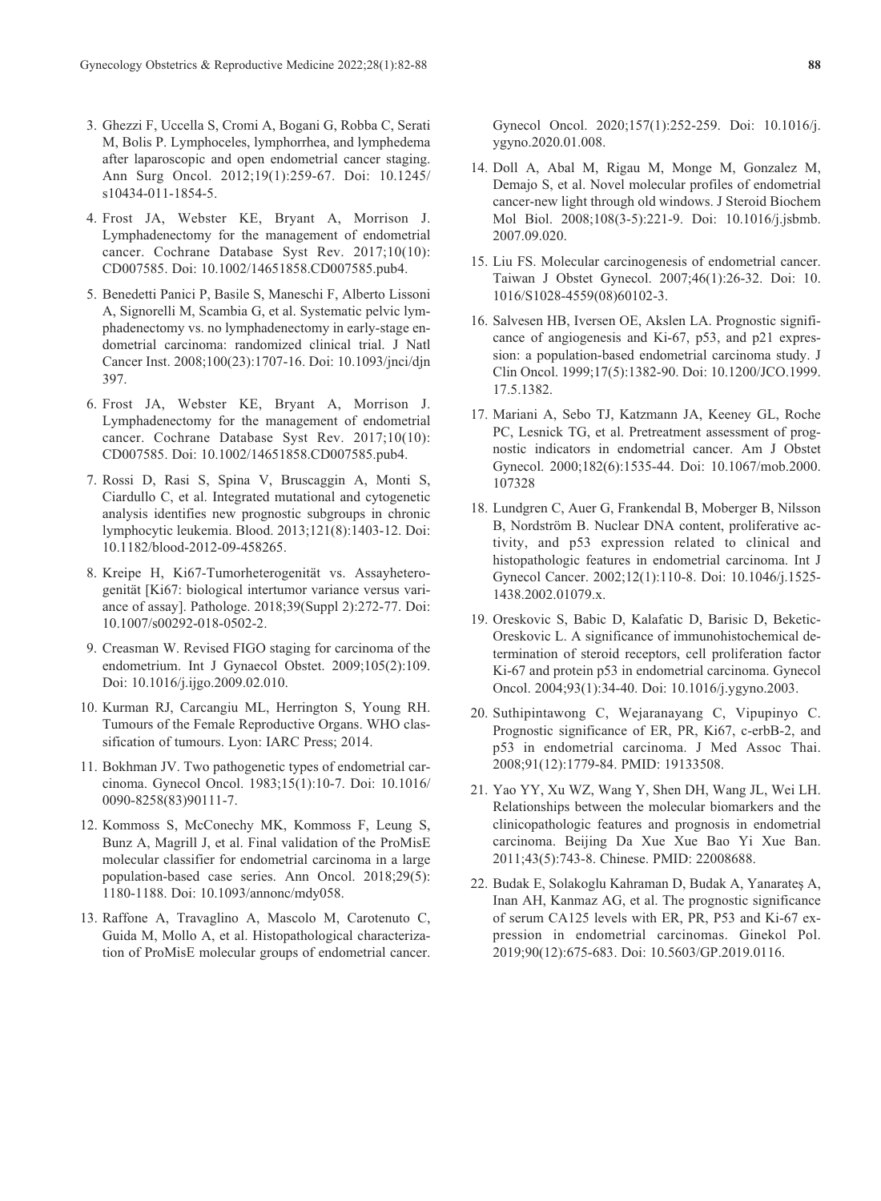3. Ghezzi F, Uccella S, Cromi A, Bogani G, Robba C, Serati M, Bolis P. Lymphoceles, lymphorrhea, and lymphedema after laparoscopic and open endometrial cancer staging. Ann Surg Oncol. 2012;19(1):259-67. Doi: 10.1245/s10434-011-1854-5.

4. Frost JA, Webster KE, Bryant A, Morrison J. Lymphadenectomy for the management of endometrial cancer. Cochrane Database Syst Rev. 2017;10(10): CD007585. Doi: 10.1002/14651858.CD007585.pub4.

5. Benedetti Panici P, Basile S, Maneschi F, Alberto Lissoni A, Signorelli M, Scambia G, et al. Systematic pelvic lymphadenectomy vs. no lymphadenectomy in early-stage endometrial carcinoma: randomized clinical trial. J Natl Cancer Inst. 2008;100(23):1707-16. Doi: 10.1093/jnci/djn397.

6. Frost JA, Webster KE, Bryant A, Morrison J. Lymphadenectomy for the management of endometrial cancer. Cochrane Database Syst Rev. 2017;10(10): CD007585. Doi: 10.1002/14651858.CD007585.pub4.

7. Rossi D, Rasi S, Spina V, Bruscaggin A, Monti S, Ciardullo C, et al. Integrated mutational and cytogenetic analysis identifies new prognostic subgroups in chronic lymphocytic leukemia. Blood. 2013;121(8):1403-12. Doi: 10.1182/blood-2012-09-458265.

8. Kreipe H, Ki67-Tumorheterogenität vs. Assayheterogenität [Ki67: biological intertumor variance versus variance of assay]. Pathologe. 2018;39(Suppl 2):272-77. Doi: 10.1007/s00292-018-0502-2.

9. Creasman W. Revised FIGO staging for carcinoma of the endometrium. Int J Gynaecol Obstet. 2009;105(2):109. Doi: 10.1016/j.ijgo.2009.02.010.

10. Kurman RJ, Carcangiu ML, Herrington S, Young RH. Tumours of the Female Reproductive Organs. WHO classification of tumours. Lyon: IARC Press; 2014.

11. Bokhman JV. Two pathogenetic types of endometrial carcinoma. Gynecol Oncol. 1983;15(1):10-7. Doi: 10.1016/0090-8258(83)90111-7.

12. Kommoss S, McConechy MK, Kommoss F, Leung S, Bunz A, Magrill J, et al. Final validation of the ProMisE molecular classifier for endometrial carcinoma in a large population-based case series. Ann Oncol. 2018;29(5): 1180-1188. Doi: 10.1093/annonc/mdy058.

13. Raffone A, Travaglino A, Mascolo M, Carotenuto C, Guida M, Mollo A, et al. Histopathological characterization of ProMisE molecular groups of endometrial cancer. Gynecol Oncol. 2020;157(1):252-259. Doi: 10.1016/j.ygyno.2020.01.008.

14. Doll A, Abal M, Rigau M, Monge M, Gonzalez M, Demajo S, et al. Novel molecular profiles of endometrial cancer-new light through old windows. J Steroid Biochem Mol Biol. 2008;108(3-5):221-9. Doi: 10.1016/j.jsbmb.2007.09.020.

15. Liu FS. Molecular carcinogenesis of endometrial cancer. Taiwan J Obstet Gynecol. 2007;46(1):26-32. Doi: 10.1016/S1028-4559(08)60102-3.

16. Salvesen HB, Iversen OE, Akslen LA. Prognostic significance of angiogenesis and Ki-67, p53, and p21 expression: a population-based endometrial carcinoma study. J Clin Oncol. 1999;17(5):1382-90. Doi: 10.1200/JCO.1999.17.5.1382.

17. Mariani A, Sebo TJ, Katzmann JA, Keeney GL, Roche PC, Lesnick TG, et al. Pretreatment assessment of prognostic indicators in endometrial cancer. Am J Obstet Gynecol. 2000;182(6):1535-44. Doi: 10.1067/mob.2000.107328

18. Lundgren C, Auer G, Frankendal B, Moberger B, Nilsson B, Nordström B. Nuclear DNA content, proliferative activity, and p53 expression related to clinical and histopathologic features in endometrial carcinoma. Int J Gynecol Cancer. 2002;12(1):110-8. Doi: 10.1046/j.1525-1438.2002.01079.x.

19. Oreskovic S, Babic D, Kalafatic D, Barisic D, Beketic-Oreskovic L. A significance of immunohistochemical determination of steroid receptors, cell proliferation factor Ki-67 and protein p53 in endometrial carcinoma. Gynecol Oncol. 2004;93(1):34-40. Doi: 10.1016/j.ygyno.2003.

20. Suthipintawong C, Wejaranayang C, Vipupinyo C. Prognostic significance of ER, PR, Ki67, c-erbB-2, and p53 in endometrial carcinoma. J Med Assoc Thai. 2008;91(12):1779-84. PMID: 19133508.

21. Yao YY, Xu WZ, Wang Y, Shen DH, Wang JL, Wei LH. Relationships between the molecular biomarkers and the clinicopathologic features and prognosis in endometrial carcinoma. Beijing Da Xue Xue Bao Yi Xue Ban. 2011;43(5):743-8. Chinese. PMID: 22008688.

22. Budak E, Solakoglu Kahraman D, Budak A, Yanarateş A, Inan AH, Kanmaz AG, et al. The prognostic significance of serum CA125 levels with ER, PR, P53 and Ki-67 expression in endometrial carcinomas. Ginekol Pol. 2019;90(12):675-683. Doi: 10.5603/GP.2019.0116.